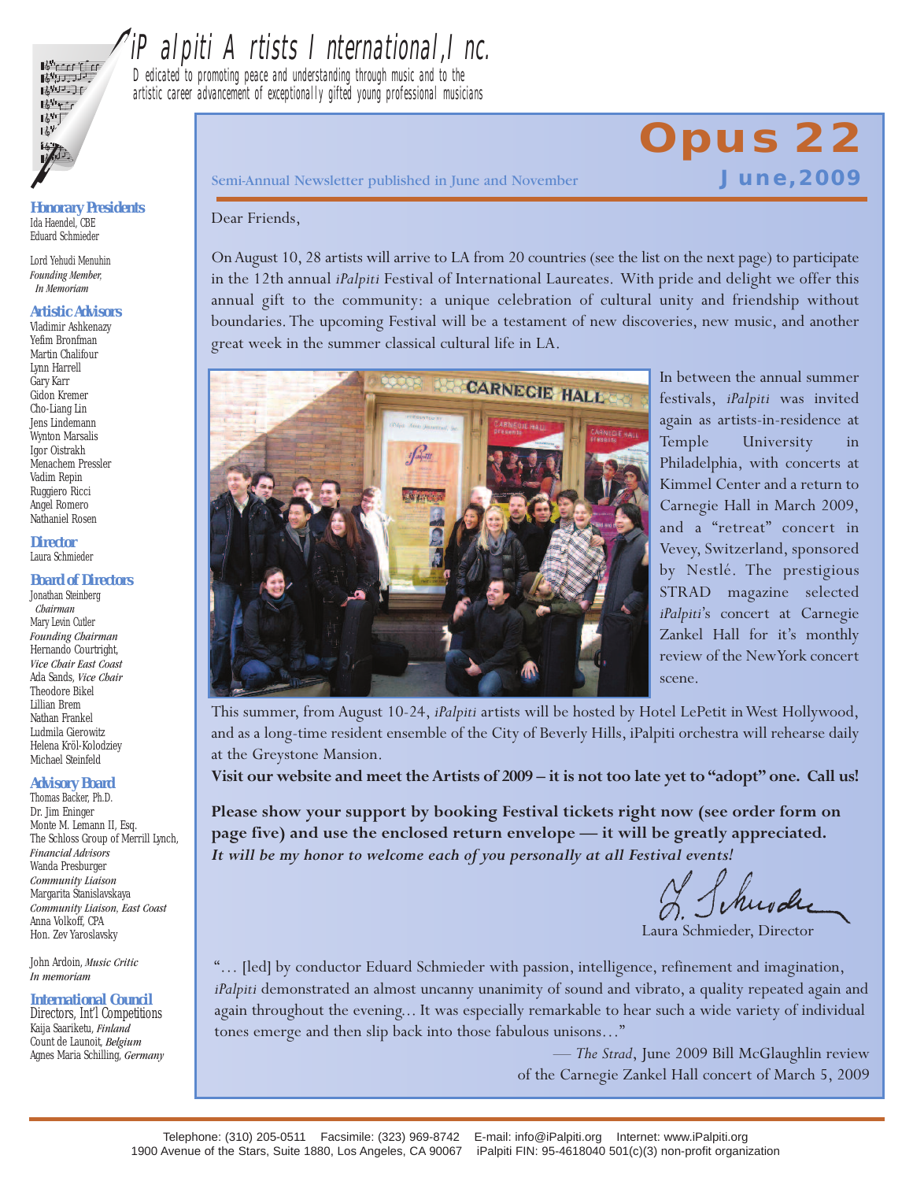# iPalpiti Artists International, Inc.

Dedicated to promoting peace and understanding through music and to the artistic career advancement of exceptionally gifted young professional musicians

**Honorary Presidents**
Ida Haendel, CBE
Eduard Schmieder

Lord Yehudi Menuhin
*Founding Member, In Memoriam*

**Artistic Advisors**
Vladimir Ashkenazy
Yefim Bronfman
Martin Chalifour
Lynn Harrell
Gary Karr
Gidon Kremer
Cho-Liang Lin
Jens Lindemann
Wynton Marsalis
Igor Oistrakh
Menachem Pressler
Vadim Repin
Ruggiero Ricci
Angel Romero
Nathaniel Rosen

**Director**
Laura Schmieder

**Board of Directors**
Jonathan Steinberg
*Chairman*
Mary Levin Cutler
*Founding Chairman*
Hernando Courtright,
*Vice Chair East Coast*
Ada Sands, *Vice Chair*
Theodore Bikel
Lillian Brem
Nathan Frankel
Ludmila Gierowitz
Helena Kröl-Kolodziey
Michael Steinfeld

**Advisory Board**
Thomas Backer, Ph.D.
Dr. Jim Eninger
Monte M. Lemann II, Esq.
The Schloss Group of Merrill Lynch,
*Financial Advisors*
Wanda Presburger
*Community Liaison*
Margarita Stanislavskaya
*Community Liaison, East Coast*
Anna Volkoff, CPA
Hon. Zev Yaroslavsky

John Ardoin, *Music Critic*
*In memoriam*

**International Council**
Directors, Int'l Competitions
Kaija Saariketu, *Finland*
Count de Launoit, *Belgium*
Agnes Maria Schilling, *Germany*

## Opus 22

Semi-Annual Newsletter published in June and November — **June, 2009**

Dear Friends,

On August 10, 28 artists will arrive to LA from 20 countries (see the list on the next page) to participate in the 12th annual *iPalpiti* Festival of International Laureates. With pride and delight we offer this annual gift to the community: a unique celebration of cultural unity and friendship without boundaries. The upcoming Festival will be a testament of new discoveries, new music, and another great week in the summer classical cultural life in LA.

In between the annual summer festivals, *iPalpiti* was invited again as artists-in-residence at Temple University in Philadelphia, with concerts at Kimmel Center and a return to Carnegie Hall in March 2009, and a "retreat" concert in Vevey, Switzerland, sponsored by Nestlé. The prestigious STRAD magazine selected *iPalpiti*'s concert at Carnegie Zankel Hall for it's monthly review of the New York concert scene.

This summer, from August 10-24, *iPalpiti* artists will be hosted by Hotel LePetit in West Hollywood, and as a long-time resident ensemble of the City of Beverly Hills, iPalpiti orchestra will rehearse daily at the Greystone Mansion.

**Visit our website and meet the Artists of 2009 – it is not too late yet to "adopt" one. Call us!**

**Please show your support by booking Festival tickets right now (see order form on page five) and use the enclosed return envelope — it will be greatly appreciated.**
***It will be my honor to welcome each of you personally at all Festival events!***

Laura Schmieder, Director

"… [led] by conductor Eduard Schmieder with passion, intelligence, refinement and imagination, *iPalpiti* demonstrated an almost uncanny unanimity of sound and vibrato, a quality repeated again and again throughout the evening… It was especially remarkable to hear such a wide variety of individual tones emerge and then slip back into those fabulous unisons…"

— *The Strad*, June 2009 Bill McGlaughlin review of the Carnegie Zankel Hall concert of March 5, 2009

Telephone: (310) 205-0511 Facsimile: (323) 969-8742 E-mail: info@iPalpiti.org Internet: www.iPalpiti.org
1900 Avenue of the Stars, Suite 1880, Los Angeles, CA 90067 iPalpiti FIN: 95-4618040 501(c)(3) non-profit organization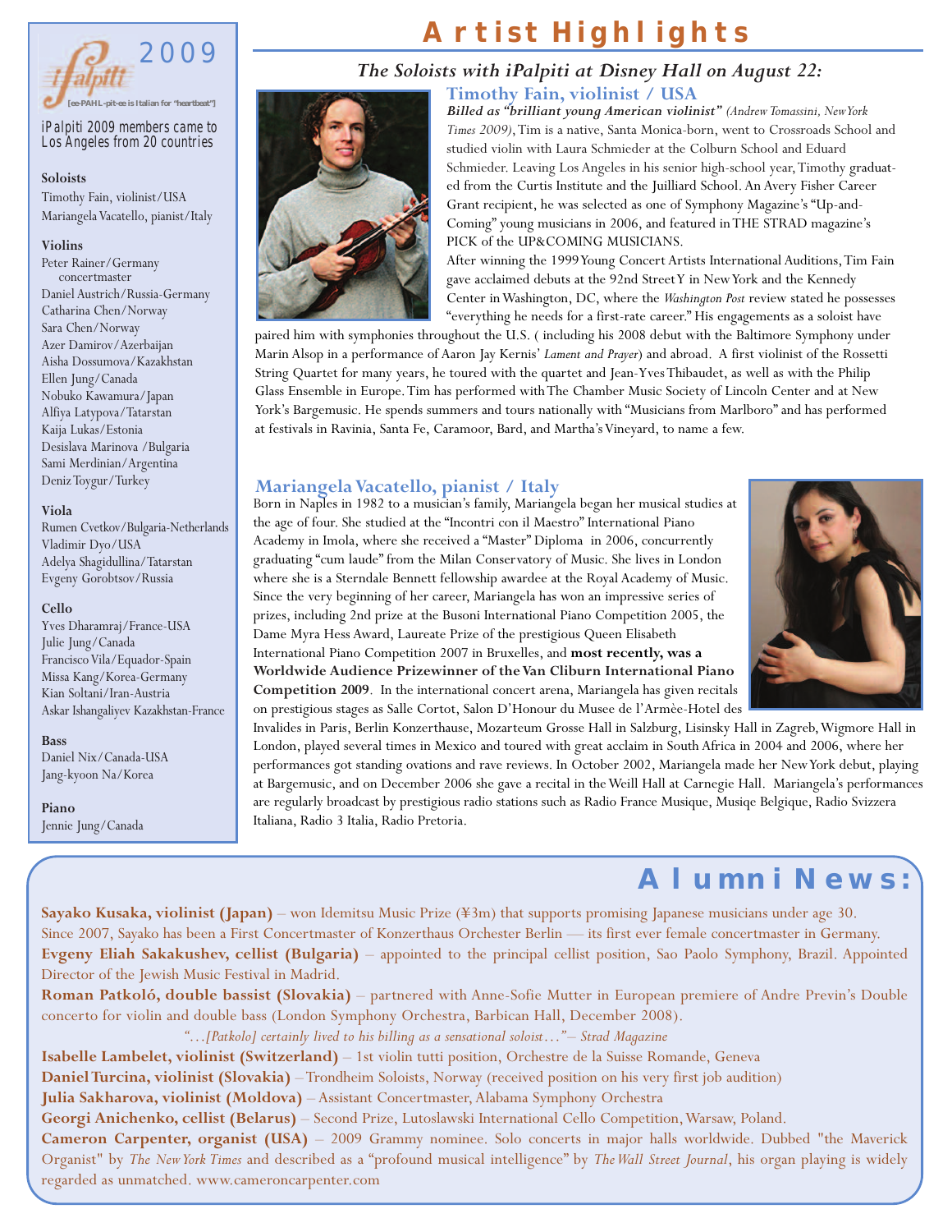# Artist Highlights

## *The Soloists with iPalpiti at Disney Hall on August 22:*

### Timothy Fain, violinist / USA

***Billed as "brilliant young American violinist"*** *(Andrew Tomassini, New York Times 2009)*, Tim is a native, Santa Monica-born, went to Crossroads School and studied violin with Laura Schmieder at the Colburn School and Eduard Schmieder. Leaving Los Angeles in his senior high-school year, Timothy graduated from the Curtis Institute and the Juilliard School. An Avery Fisher Career Grant recipient, he was selected as one of Symphony Magazine's "Up-and-Coming" young musicians in 2006, and featured in THE STRAD magazine's PICK of the UP&COMING MUSICIANS.

After winning the 1999 Young Concert Artists International Auditions, Tim Fain gave acclaimed debuts at the 92nd Street Y in New York and the Kennedy Center in Washington, DC, where the *Washington Post* review stated he possesses "everything he needs for a first-rate career." His engagements as a soloist have paired him with symphonies throughout the U.S. ( including his 2008 debut with the Baltimore Symphony under Marin Alsop in a performance of Aaron Jay Kernis' *Lament and Prayer*) and abroad. A first violinist of the Rossetti String Quartet for many years, he toured with the quartet and Jean-Yves Thibaudet, as well as with the Philip Glass Ensemble in Europe. Tim has performed with The Chamber Music Society of Lincoln Center and at New York's Bargemusic. He spends summers and tours nationally with "Musicians from Marlboro" and has performed at festivals in Ravinia, Santa Fe, Caramoor, Bard, and Martha's Vineyard, to name a few.

### Mariangela Vacatello, pianist / Italy

Born in Naples in 1982 to a musician's family, Mariangela began her musical studies at the age of four. She studied at the "Incontri con il Maestro" International Piano Academy in Imola, where she received a "Master" Diploma in 2006, concurrently graduating "cum laude" from the Milan Conservatory of Music. She lives in London where she is a Sterndale Bennett fellowship awardee at the Royal Academy of Music. Since the very beginning of her career, Mariangela has won an impressive series of prizes, including 2nd prize at the Busoni International Piano Competition 2005, the Dame Myra Hess Award, Laureate Prize of the prestigious Queen Elisabeth International Piano Competition 2007 in Bruxelles, and **most recently, was a Worldwide Audience Prizewinner of the Van Cliburn International Piano Competition 2009**. In the international concert arena, Mariangela has given recitals on prestigious stages as Salle Cortot, Salon D'Honour du Musee de l'Armèe-Hotel des Invalides in Paris, Berlin Konzerthause, Mozarteum Grosse Hall in Salzburg, Lisinsky Hall in Zagreb, Wigmore Hall in London, played several times in Mexico and toured with great acclaim in South Africa in 2004 and 2006, where her performances got standing ovations and rave reviews. In October 2002, Mariangela made her New York debut, playing at Bargemusic, and on December 2006 she gave a recital in the Weill Hall at Carnegie Hall. Mariangela's performances are regularly broadcast by prestigious radio stations such as Radio France Musique, Musiqe Belgique, Radio Svizzera Italiana, Radio 3 Italia, Radio Pretoria.

---

**iPalpiti 2009**

[ee-PAHL-pit-ee is Italian for "heartbeat"]

iPalpiti 2009 members came to Los Angeles from 20 countries

**Soloists**
- Timothy Fain, violinist/USA
- Mariangela Vacatello, pianist/Italy

**Violins**
- Peter Rainer/Germany concertmaster
- Daniel Austrich/Russia-Germany
- Catharina Chen/Norway
- Sara Chen/Norway
- Azer Damirov/Azerbaijan
- Aisha Dossumova/Kazakhstan
- Ellen Jung/Canada
- Nobuko Kawamura/Japan
- Alfiya Latypova/Tatarstan
- Kaija Lukas/Estonia
- Desislava Marinova /Bulgaria
- Sami Merdinian/Argentina
- Deniz Toygur/Turkey

**Viola**
- Rumen Cvetkov/Bulgaria-Netherlands
- Vladimir Dyo/USA
- Adelya Shagidullina/Tatarstan
- Evgeny Gorobtsov/Russia

**Cello**
- Yves Dharamraj/France-USA
- Julie Jung/Canada
- Francisco Vila/Equador-Spain
- Missa Kang/Korea-Germany
- Kian Soltani/Iran-Austria
- Askar Ishangaliyev Kazakhstan-France

**Bass**
- Daniel Nix/Canada-USA
- Jang-kyoon Na/Korea

**Piano**
- Jennie Jung/Canada

---

# Alumni News:

**Sayako Kusaka, violinist (Japan)** – won Idemitsu Music Prize (¥3m) that supports promising Japanese musicians under age 30. Since 2007, Sayako has been a First Concertmaster of Konzerthaus Orchester Berlin — its first ever female concertmaster in Germany.

**Evgeny Eliah Sakakushev, cellist (Bulgaria)** – appointed to the principal cellist position, Sao Paolo Symphony, Brazil. Appointed Director of the Jewish Music Festival in Madrid.

**Roman Patkoló, double bassist (Slovakia)** – partnered with Anne-Sofie Mutter in European premiere of Andre Previn's Double concerto for violin and double bass (London Symphony Orchestra, Barbican Hall, December 2008).

*"…[Patkolo] certainly lived to his billing as a sensational soloist…"– Strad Magazine*

**Isabelle Lambelet, violinist (Switzerland)** – 1st violin tutti position, Orchestre de la Suisse Romande, Geneva

**Daniel Turcina, violinist (Slovakia)** – Trondheim Soloists, Norway (received position on his very first job audition)

**Julia Sakharova, violinist (Moldova)** – Assistant Concertmaster, Alabama Symphony Orchestra

**Georgi Anichenko, cellist (Belarus)** – Second Prize, Lutoslawski International Cello Competition, Warsaw, Poland.

**Cameron Carpenter, organist (USA)** – 2009 Grammy nominee. Solo concerts in major halls worldwide. Dubbed "the Maverick Organist" by *The New York Times* and described as a "profound musical intelligence" by *The Wall Street Journal*, his organ playing is widely regarded as unmatched. www.cameroncarpenter.com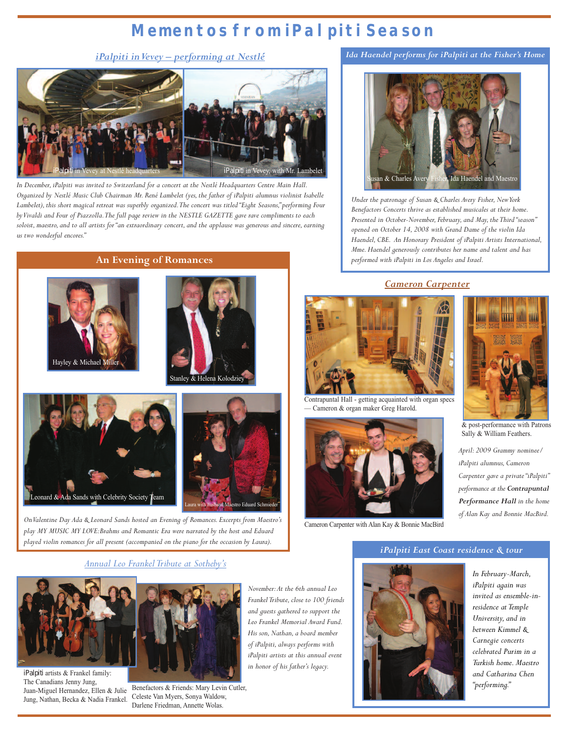# Mementos from iPalpiti Season

## iPalpiti in Vevey – performing at Nestlé

iPalpiti in Vevey at Nestlé headquarters

iPalpiti in Vevey, with Mr. Lambelet

*In December, iPalpiti was invited to Switzerland for a concert at the Nestlé Headquarters Centre Main Hall. Organized by Nestlé Music Club Chairman Mr. René Lambelet (yes, the father of iPalpiti alumnus violinist Isabelle Lambelet), this short magical retreat was superbly organized. The concert was titled "Eight Seasons," performing Four by Vivaldi and Four of Piazzolla. The full page review in the NESTLE GAZETTE gave rave compliments to each soloist, maestro, and to all artists for "an extraordinary concert, and the applause was generous and sincere, earning us two wonderful encores."*

## Ida Haendel performs for iPalpiti at the Fisher's Home

Susan & Charles Avery Fisher, Ida Haendel and Maestro

*Under the patronage of Susan & Charles Avery Fisher, New York Benefactors Concerts thrive as established musicales at their home. Presented in October-November, February, and May, the Third "season" opened on October 14, 2008 with Grand Dame of the violin Ida Haendel, CBE. An Honorary President of iPalpiti Artists International, Mme. Haendel generously contributes her name and talent and has performed with iPalpiti in Los Angeles and Israel.*

## An Evening of Romances

Hayley & Michael Miller

Stanley & Helena Kolodziey

Leonard & Ada Sands with Celebrity Society Team

Laura with husband Maestro Eduard Schmieder

*On Valentine Day Ada & Leonard Sands hosted an Evening of Romances. Excerpts from Maestro's play MY MUSIC MY LOVE: Brahms and Romantic Era were narrated by the host and Eduard played violin romances for all present (accompanied on the piano for the occasion by Laura).*

## Cameron Carpenter

Contrapuntal Hall - getting acquainted with organ specs — Cameron & organ maker Greg Harold.

& post-performance with Patrons Sally & William Feathers.

Cameron Carpenter with Alan Kay & Bonnie MacBird

*April: 2009 Grammy nominee/ iPalpiti alumnus, Cameron Carpenter gave a private "iPalpiti" performance at the **Contrapuntal Performance Hall** in the home of Alan Kay and Bonnie MacBird.*

## Annual Leo Frankel Tribute at Sotheby's

iPalpiti artists & Frankel family: The Canadians Jenny Jung, Juan-Miguel Hernandez, Ellen & Julie Jung, Nathan, Becka & Nadia Frankel.

Benefactors & Friends: Mary Levin Cutler, Celeste Van Myers, Sonya Waldow, Darlene Friedman, Annette Wolas.

*November: At the 6th annual Leo Frankel Tribute, close to 100 friends and guests gathered to support the Leo Frankel Memorial Award Fund. His son, Nathan, a board member of iPalpiti, always performs with iPalpiti artists at this annual event in honor of his father's legacy.*

## iPalpiti East Coast residence & tour

*In February-March, iPalpiti again was invited as ensemble-in-residence at Temple University, and in between Kimmel & Carnegie concerts celebrated Purim in a Turkish home. Maestro and Catharina Chen "performing."*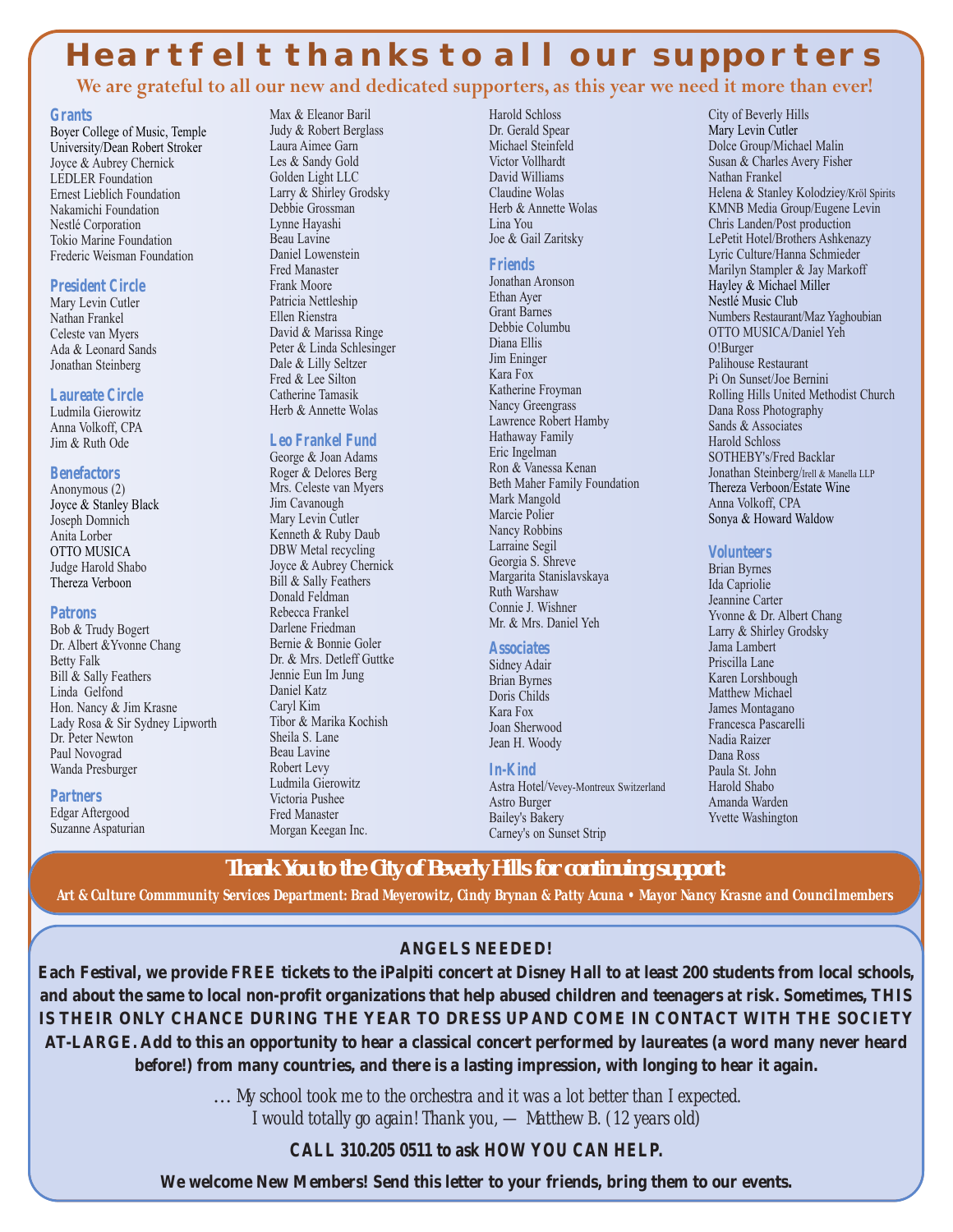# Heartfelt thanks to all our supporters

**We are grateful to all our new and dedicated supporters, as this year we need it more than ever!**

### Grants

Boyer College of Music, Temple University/Dean Robert Stroker
Joyce & Aubrey Chernick
LEDLER Foundation
Ernest Lieblich Foundation
Nakamichi Foundation
Nestlé Corporation
Tokio Marine Foundation
Frederic Weisman Foundation

### President Circle

Mary Levin Cutler
Nathan Frankel
Celeste van Myers
Ada & Leonard Sands
Jonathan Steinberg

### Laureate Circle

Ludmila Gierowitz
Anna Volkoff, CPA
Jim & Ruth Ode

### Benefactors

Anonymous (2)
Joyce & Stanley Black
Joseph Domnich
Anita Lorber
OTTO MUSICA
Judge Harold Shabo
Thereza Verboon

### Patrons

Bob & Trudy Bogert
Dr. Albert &Yvonne Chang
Betty Falk
Bill & Sally Feathers
Linda Gelfond
Hon. Nancy & Jim Krasne
Lady Rosa & Sir Sydney Lipworth
Dr. Peter Newton
Paul Novograd
Wanda Presburger

### Partners

Edgar Aftergood
Suzanne Aspaturian
Max & Eleanor Baril
Judy & Robert Berglass
Laura Aimee Garn
Les & Sandy Gold
Golden Light LLC
Larry & Shirley Grodsky
Debbie Grossman
Lynne Hayashi
Beau Lavine
Daniel Lowenstein
Fred Manaster
Frank Moore
Patricia Nettleship
Ellen Rienstra
David & Marissa Ringe
Peter & Linda Schlesinger
Dale & Lilly Seltzer
Fred & Lee Silton
Catherine Tamasik
Herb & Annette Wolas

### Leo Frankel Fund

George & Joan Adams
Roger & Delores Berg
Mrs. Celeste van Myers
Jim Cavanough
Mary Levin Cutler
Kenneth & Ruby Daub
DBW Metal recycling
Joyce & Aubrey Chernick
Bill & Sally Feathers
Donald Feldman
Rebecca Frankel
Darlene Friedman
Bernie & Bonnie Goler
Dr. & Mrs. Detleff Guttke
Jennie Eun Im Jung
Daniel Katz
Caryl Kim
Tibor & Marika Kochish
Sheila S. Lane
Beau Lavine
Robert Levy
Ludmila Gierowitz
Victoria Pushee
Fred Manaster
Morgan Keegan Inc.
Harold Schloss
Dr. Gerald Spear
Michael Steinfeld
Victor Vollhardt
David Williams
Claudine Wolas
Herb & Annette Wolas
Lina You
Joe & Gail Zaritsky

### Friends

Jonathan Aronson
Ethan Ayer
Grant Barnes
Debbie Columbu
Diana Ellis
Jim Eninger
Kara Fox
Katherine Froyman
Nancy Greengrass
Lawrence Robert Hamby
Hathaway Family
Eric Ingelman
Ron & Vanessa Kenan
Beth Maher Family Foundation
Mark Mangold
Marcie Polier
Nancy Robbins
Larraine Segil
Georgia S. Shreve
Margarita Stanislavskaya
Ruth Warshaw
Connie J. Wishner
Mr. & Mrs. Daniel Yeh

### Associates

Sidney Adair
Brian Byrnes
Doris Childs
Kara Fox
Joan Sherwood
Jean H. Woody

### In-Kind

Astra Hotel/Vevey-Montreux Switzerland
Astro Burger
Bailey's Bakery
Carney's on Sunset Strip
City of Beverly Hills
Mary Levin Cutler
Dolce Group/Michael Malin
Susan & Charles Avery Fisher
Nathan Frankel
Helena & Stanley Kolodziey/Kröl Spirits
KMNB Media Group/Eugene Levin
Chris Landen/Post production
LePetit Hotel/Brothers Ashkenazy
Lyric Culture/Hanna Schmieder
Marilyn Stampler & Jay Markoff
Hayley & Michael Miller
Nestlé Music Club
Numbers Restaurant/Maz Yaghoubian
OTTO MUSICA/Daniel Yeh
O!Burger
Palihouse Restaurant
Pi On Sunset/Joe Bernini
Rolling Hills United Methodist Church
Dana Ross Photography
Sands & Associates
Harold Schloss
SOTHEBY's/Fred Backlar
Jonathan Steinberg/Irell & Manella LLP
Thereza Verboon/Estate Wine
Anna Volkoff, CPA
Sonya & Howard Waldow

### Volunteers

Brian Byrnes
Ida Capriolie
Jeannine Carter
Yvonne & Dr. Albert Chang
Larry & Shirley Grodsky
Jama Lambert
Priscilla Lane
Karen Lorshbough
Matthew Michael
James Montagano
Francesca Pascarelli
Nadia Raizer
Dana Ross
Paula St. John
Harold Shabo
Amanda Warden
Yvette Washington

## Thank You to the City of Beverly Hills for continuing support:

**Art & Culture Commmunity Services Department: Brad Meyerowitz, Cindy Brynan & Patty Acuna • Mayor Nancy Krasne and Councilmembers**

## ANGELS NEEDED!

**Each Festival, we provide FREE tickets to the iPalpiti concert at Disney Hall to at least 200 students from local schools, and about the same to local non-profit organizations that help abused children and teenagers at risk. Sometimes, THIS IS THEIR ONLY CHANCE DURING THE YEAR TO DRESS UP AND COME IN CONTACT WITH THE SOCIETY AT-LARGE. Add to this an opportunity to hear a classical concert performed by laureates (a word many never heard before!) from many countries, and there is a lasting impression, with longing to hear it again.**

… My school took me to the orchestra and it was a lot better than I expected.
I would totally go again! Thank you, — Matthew B. (12 years old)

**CALL 310.205 0511 to ask HOW YOU CAN HELP.**

**We welcome New Members! Send this letter to your friends, bring them to our events.**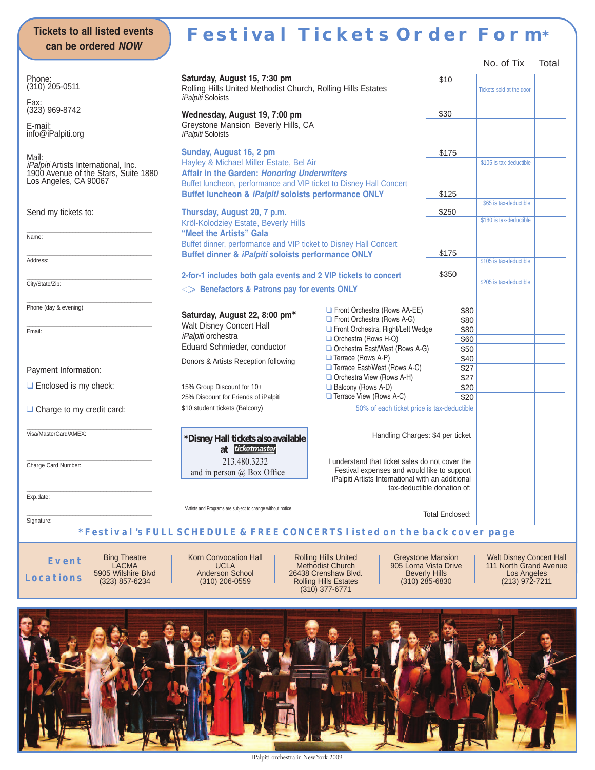**Tickets to all listed events can be ordered *NOW***

# Festival Tickets Order Form*

Phone:
(310) 205-0511

Fax:
(323) 969-8742

E-mail:
info@iPalpiti.org

Mail:
*iPalpiti* Artists International, Inc.
1900 Avenue of the Stars, Suite 1880
Los Angeles, CA 90067

Send my tickets to:

Name: ____________________

Address: ____________________

City/State/Zip: ____________________

Phone (day & evening): ____________________

Email: ____________________

Payment Information:

❑ Enclosed is my check:

❑ Charge to my credit card:

Visa/MasterCard/AMEX: ____________________

Charge Card Number: ____________________

Exp.date: ____________________

Signature: ____________________

| Event | Price | No. of Tix | Total |
|---|---|---|---|
| **Saturday, August 15, 7:30 pm**<br>Rolling Hills United Methodist Church, Rolling Hills Estates<br>*iPalpiti* Soloists | $10 | Tickets sold at the door | |
| **Wednesday, August 19, 7:00 pm**<br>Greystone Mansion Beverly Hills, CA<br>*iPalpiti* Soloists | $30 | | |
| **Sunday, August 16, 2 pm**<br>Hayley & Michael Miller Estate, Bel Air<br>**Affair in the Garden: *Honoring Underwriters***<br>Buffet luncheon, performance and VIP ticket to Disney Hall Concert | $175 | $105 is tax-deductible | |
| **Buffet luncheon & *iPalpiti* soloists performance ONLY** | $125 | $65 is tax-deductible | |
| **Thursday, August 20, 7 p.m.**<br>Kröl-Kolodziey Estate, Beverly Hills<br>**"Meet the Artists" Gala**<br>Buffet dinner, performance and VIP ticket to Disney Hall Concert | $250 | $180 is tax-deductible | |
| **Buffet dinner & *iPalpiti* soloists performance ONLY** | $175 | $105 is tax-deductible | |
| **2-for-1 includes both gala events and 2 VIP tickets to concert** | $350 | $205 is tax-deductible | |

**Benefactors & Patrons pay for events ONLY**

**Saturday, August 22, 8:00 pm***
Walt Disney Concert Hall
*iPalpiti* orchestra
Eduard Schmieder, conductor

Donors & Artists Reception following

15% Group Discount for 10+
25% Discount for Friends of iPalpiti
$10 student tickets (Balcony)

| Seating | Price | No. of Tix | Total |
|---|---|---|---|
| ❑ Front Orchestra (Rows AA-EE) | $80 | | |
| ❑ Front Orchestra (Rows A-G) | $80 | | |
| ❑ Front Orchestra, Right/Left Wedge | $80 | | |
| ❑ Orchestra (Rows H-Q) | $60 | | |
| ❑ Orchestra East/West (Rows A-G) | $50 | | |
| ❑ Terrace (Rows A-P) | $40 | | |
| ❑ Terrace East/West (Rows A-C) | $27 | | |
| ❑ Orchestra View (Rows A-H) | $27 | | |
| ❑ Balcony (Rows A-D) | $20 | | |
| ❑ Terrace View (Rows A-C) | $20 | | |

50% of each ticket price is tax-deductible

Handling Charges: $4 per ticket

I understand that ticket sales do not cover the Festival expenses and would like to support iPalpiti Artists International with an additional tax-deductible donation of:

Total Enclosed:

**\*Disney Hall tickets also available at ticketmaster**
213.480.3232
and in person @ Box Office

*Artists and Programs are subject to change without notice

**\*Festival's FULL SCHEDULE & FREE CONCERTS listed on the back cover page**

## Event Locations

| Bing Theatre | Korn Convocation Hall | Rolling Hills United Methodist Church | Greystone Mansion | Walt Disney Concert Hall |
|---|---|---|---|---|
| LACMA<br>5905 Wilshire Blvd<br>(323) 857-6234 | UCLA<br>Anderson School<br>(310) 206-0559 | 26438 Crenshaw Blvd.<br>Rolling Hills Estates<br>(310) 377-6771 | 905 Loma Vista Drive<br>Beverly Hills<br>(310) 285-6830 | 111 North Grand Avenue<br>Los Angeles<br>(213) 972-7211 |

iPalpiti orchestra in New York 2009